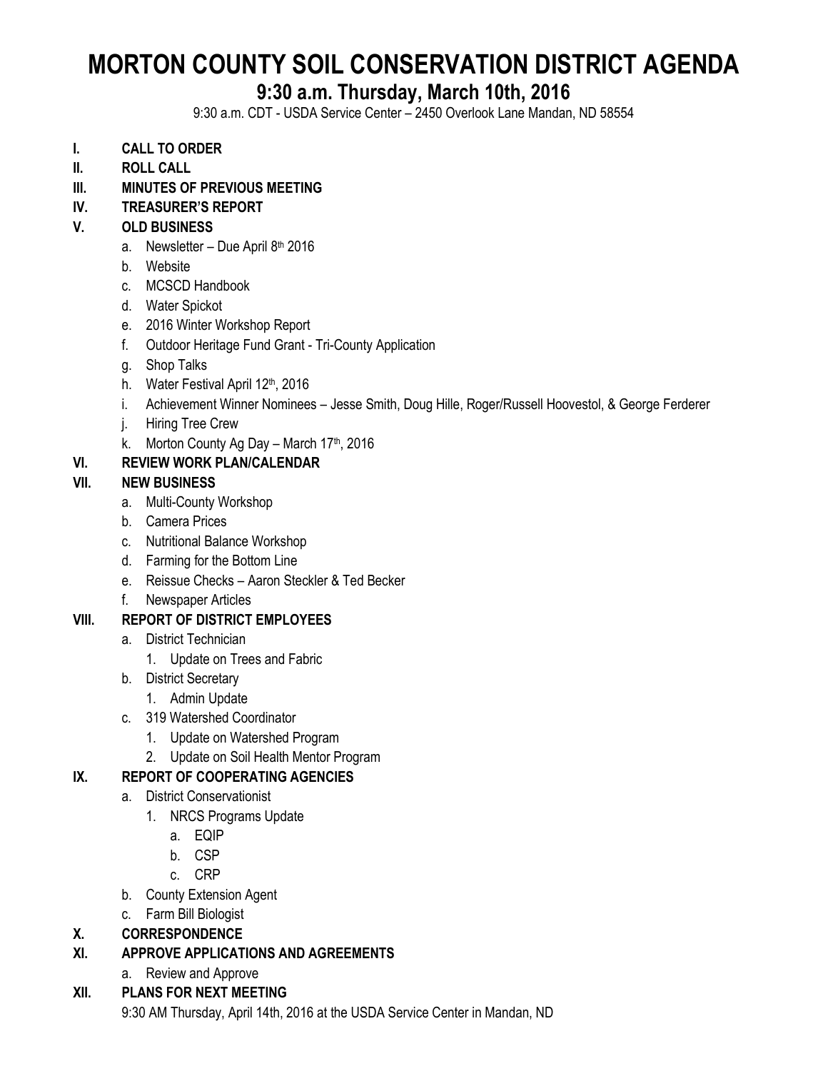# MORTON COUNTY SOIL CONSERVATION DISTRICT AGENDA

## 9:30 a.m. Thursday, March 10th, 2016

9:30 a.m. CDT - USDA Service Center – 2450 Overlook Lane Mandan, ND 58554

- **I. CALL TO ORDER**
- **II. ROLL CALL**
- **III. MINUTES OF PREVIOUS MEETING**
- **IV. TREASURER'S REPORT**
- **V. OLD BUSINESS**
  - a. Newsletter – Due April 8th 2016
  - b. Website
  - c. MCSCD Handbook
  - d. Water Spickot
  - e. 2016 Winter Workshop Report
  - f. Outdoor Heritage Fund Grant - Tri-County Application
  - g. Shop Talks
  - h. Water Festival April 12th, 2016
  - i. Achievement Winner Nominees – Jesse Smith, Doug Hille, Roger/Russell Hoovestol, & George Ferderer
  - j. Hiring Tree Crew
  - k. Morton County Ag Day – March 17th, 2016
- **VI. REVIEW WORK PLAN/CALENDAR**
- **VII. NEW BUSINESS**
  - a. Multi-County Workshop
  - b. Camera Prices
  - c. Nutritional Balance Workshop
  - d. Farming for the Bottom Line
  - e. Reissue Checks – Aaron Steckler & Ted Becker
  - f. Newspaper Articles
- **VIII. REPORT OF DISTRICT EMPLOYEES**
  - a. District Technician
    1. Update on Trees and Fabric
  - b. District Secretary
    1. Admin Update
  - c. 319 Watershed Coordinator
    1. Update on Watershed Program
    2. Update on Soil Health Mentor Program
- **IX. REPORT OF COOPERATING AGENCIES**
  - a. District Conservationist
    1. NRCS Programs Update
       - a. EQIP
       - b. CSP
       - c. CRP
  - b. County Extension Agent
  - c. Farm Bill Biologist
- **X. CORRESPONDENCE**
- **XI. APPROVE APPLICATIONS AND AGREEMENTS**
  - a. Review and Approve
- **XII. PLANS FOR NEXT MEETING**

  9:30 AM Thursday, April 14th, 2016 at the USDA Service Center in Mandan, ND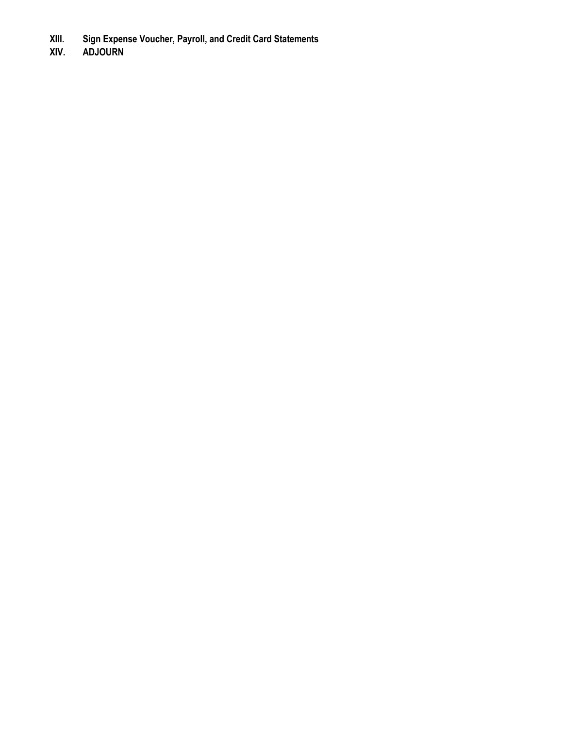**XIII. Sign Expense Voucher, Payroll, and Credit Card Statements**

**XIV. ADJOURN**